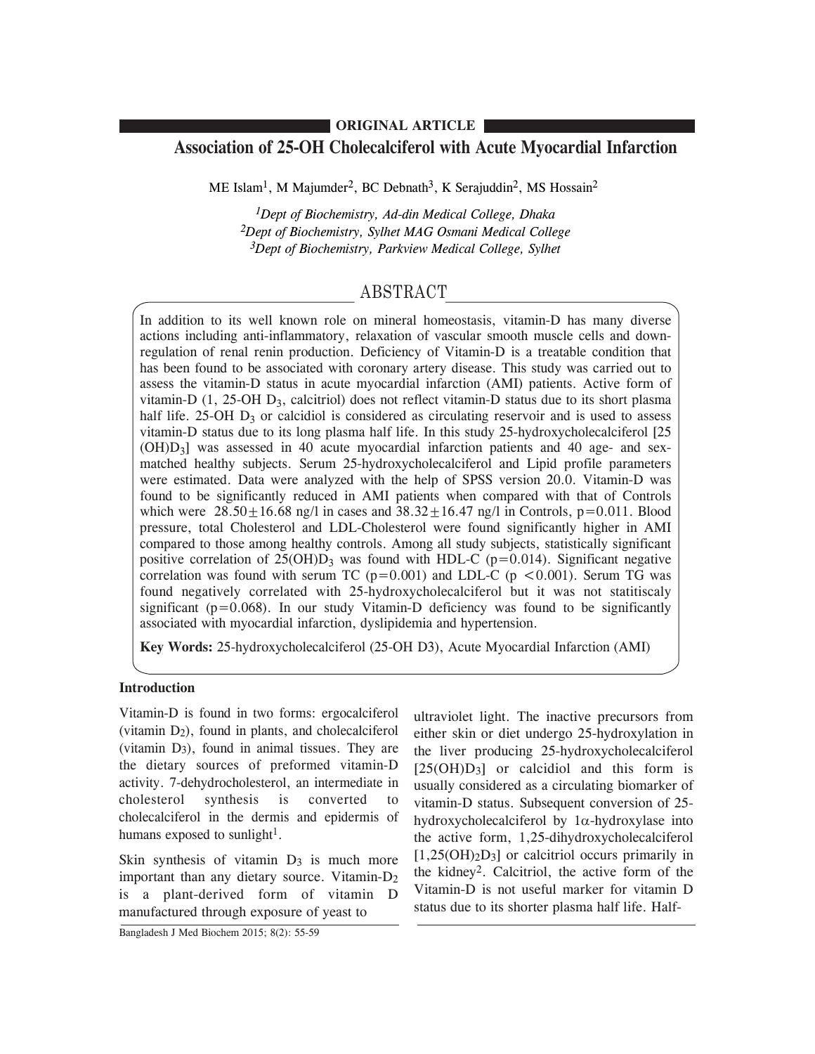**ORIGINAL ARTICLE**

# Association of 25-OH Cholecalciferol with Acute Myocardial Infarction

ME Islam[1], M Majumder[2], BC Debnath[3], K Serajuddin[2], MS Hossain[2]

*[1]Dept of Biochemistry, Ad-din Medical College, Dhaka*
*[2]Dept of Biochemistry, Sylhet MAG Osmani Medical College*
*[3]Dept of Biochemistry, Parkview Medical College, Sylhet*

## ABSTRACT

In addition to its well known role on mineral homeostasis, vitamin-D has many diverse actions including anti-inflammatory, relaxation of vascular smooth muscle cells and down-regulation of renal renin production. Deficiency of Vitamin-D is a treatable condition that has been found to be associated with coronary artery disease. This study was carried out to assess the vitamin-D status in acute myocardial infarction (AMI) patients. Active form of vitamin-D (1, 25-OH $D_3$, calcitriol) does not reflect vitamin-D status due to its short plasma half life. 25-OH $D_3$ or calcidiol is considered as circulating reservoir and is used to assess vitamin-D status due to its long plasma half life. In this study 25-hydroxycholecalciferol [25 $(OH)D_3$] was assessed in 40 acute myocardial infarction patients and 40 age- and sex-matched healthy subjects. Serum 25-hydroxycholecalciferol and Lipid profile parameters were estimated. Data were analyzed with the help of SPSS version 20.0. Vitamin-D was found to be significantly reduced in AMI patients when compared with that of Controls which were $28.50 \pm 16.68$ ng/l in cases and $38.32 \pm 16.47$ ng/l in Controls, $p=0.011$. Blood pressure, total Cholesterol and LDL-Cholesterol were found significantly higher in AMI compared to those among healthy controls. Among all study subjects, statistically significant positive correlation of $25(OH)D_3$ was found with HDL-C ($p=0.014$). Significant negative correlation was found with serum TC ($p=0.001$) and LDL-C ($p < 0.001$). Serum TG was found negatively correlated with 25-hydroxycholecalciferol but it was not statitiscaly significant ($p=0.068$). In our study Vitamin-D deficiency was found to be significantly associated with myocardial infarction, dyslipidemia and hypertension.

**Key Words:** 25-hydroxycholecalciferol (25-OH D3), Acute Myocardial Infarction (AMI)

### Introduction

Vitamin-D is found in two forms: ergocalciferol (vitamin $D_2$), found in plants, and cholecalciferol (vitamin $D_3$), found in animal tissues. They are the dietary sources of preformed vitamin-D activity. 7-dehydrocholesterol, an intermediate in cholesterol synthesis is converted to cholecalciferol in the dermis and epidermis of humans exposed to sunlight[1].

Skin synthesis of vitamin $D_3$ is much more important than any dietary source. Vitamin-$D_2$ is a plant-derived form of vitamin D manufactured through exposure of yeast to ultraviolet light. The inactive precursors from either skin or diet undergo 25-hydroxylation in the liver producing 25-hydroxycholecalciferol $[25(OH)D_3]$ or calcidiol and this form is usually considered as a circulating biomarker of vitamin-D status. Subsequent conversion of 25-hydroxycholecalciferol by $1\alpha$-hydroxylase into the active form, 1,25-dihydroxycholecalciferol $[1,25(OH)_2D_3]$ or calcitriol occurs primarily in the kidney[2]. Calcitriol, the active form of the Vitamin-D is not useful marker for vitamin D status due to its shorter plasma half life. Half-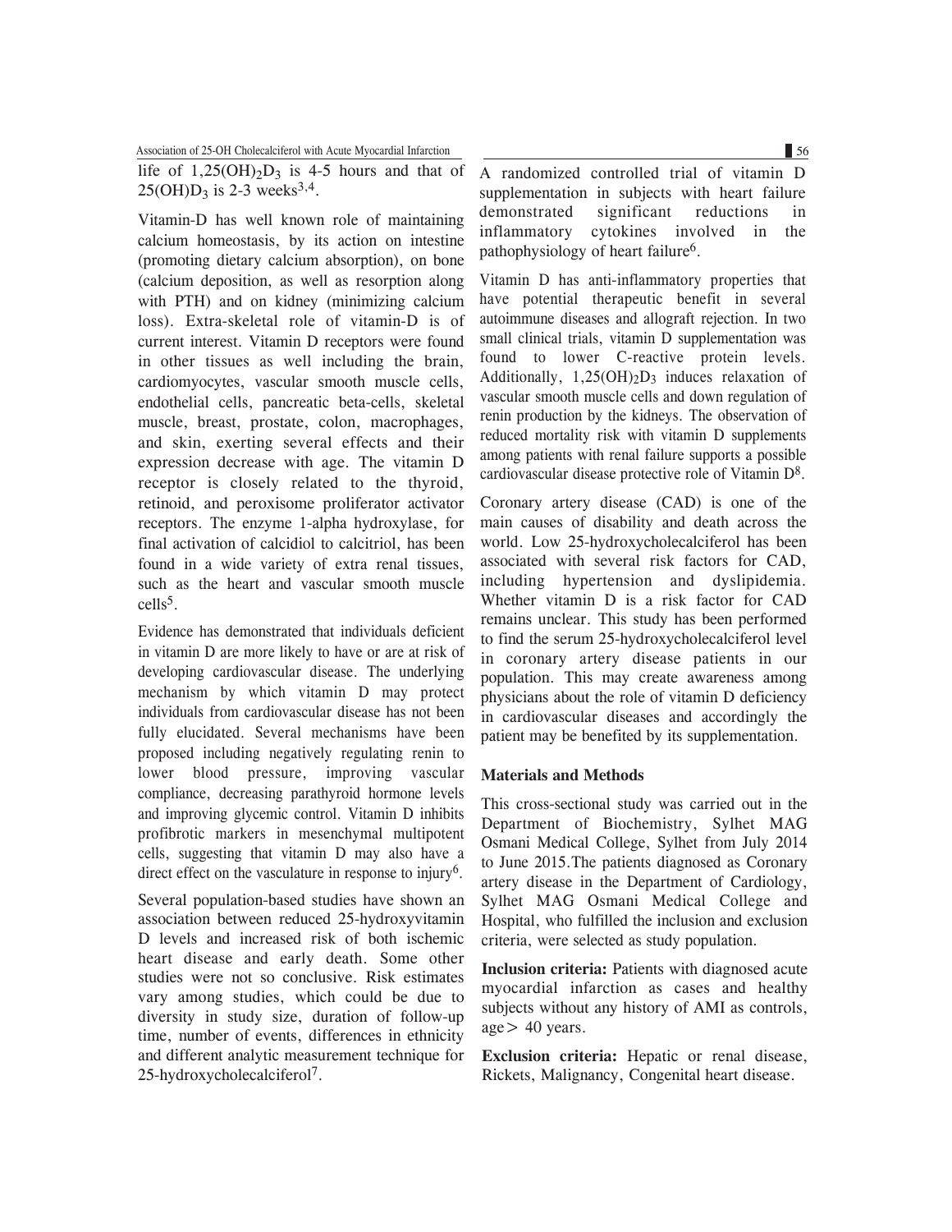life of $1,25(OH)_2D_3$ is 4-5 hours and that of $25(OH)D_3$ is 2-3 weeks[3,4].

Vitamin-D has well known role of maintaining calcium homeostasis, by its action on intestine (promoting dietary calcium absorption), on bone (calcium deposition, as well as resorption along with PTH) and on kidney (minimizing calcium loss). Extra-skeletal role of vitamin-D is of current interest. Vitamin D receptors were found in other tissues as well including the brain, cardiomyocytes, vascular smooth muscle cells, endothelial cells, pancreatic beta-cells, skeletal muscle, breast, prostate, colon, macrophages, and skin, exerting several effects and their expression decrease with age. The vitamin D receptor is closely related to the thyroid, retinoid, and peroxisome proliferator activator receptors. The enzyme 1-alpha hydroxylase, for final activation of calcidiol to calcitriol, has been found in a wide variety of extra renal tissues, such as the heart and vascular smooth muscle cells[5].

Evidence has demonstrated that individuals deficient in vitamin D are more likely to have or are at risk of developing cardiovascular disease. The underlying mechanism by which vitamin D may protect individuals from cardiovascular disease has not been fully elucidated. Several mechanisms have been proposed including negatively regulating renin to lower blood pressure, improving vascular compliance, decreasing parathyroid hormone levels and improving glycemic control. Vitamin D inhibits profibrotic markers in mesenchymal multipotent cells, suggesting that vitamin D may also have a direct effect on the vasculature in response to injury[6].

Several population-based studies have shown an association between reduced 25-hydroxyvitamin D levels and increased risk of both ischemic heart disease and early death. Some other studies were not so conclusive. Risk estimates vary among studies, which could be due to diversity in study size, duration of follow-up time, number of events, differences in ethnicity and different analytic measurement technique for 25-hydroxycholecalciferol[7].

A randomized controlled trial of vitamin D supplementation in subjects with heart failure demonstrated significant reductions in inflammatory cytokines involved in the pathophysiology of heart failure[6].

Vitamin D has anti-inflammatory properties that have potential therapeutic benefit in several autoimmune diseases and allograft rejection. In two small clinical trials, vitamin D supplementation was found to lower C-reactive protein levels. Additionally, $1,25(OH)_2D_3$ induces relaxation of vascular smooth muscle cells and down regulation of renin production by the kidneys. The observation of reduced mortality risk with vitamin D supplements among patients with renal failure supports a possible cardiovascular disease protective role of Vitamin D[8].

Coronary artery disease (CAD) is one of the main causes of disability and death across the world. Low 25-hydroxycholecalciferol has been associated with several risk factors for CAD, including hypertension and dyslipidemia. Whether vitamin D is a risk factor for CAD remains unclear. This study has been performed to find the serum 25-hydroxycholecalciferol level in coronary artery disease patients in our population. This may create awareness among physicians about the role of vitamin D deficiency in cardiovascular diseases and accordingly the patient may be benefited by its supplementation.

## Materials and Methods

This cross-sectional study was carried out in the Department of Biochemistry, Sylhet MAG Osmani Medical College, Sylhet from July 2014 to June 2015.The patients diagnosed as Coronary artery disease in the Department of Cardiology, Sylhet MAG Osmani Medical College and Hospital, who fulfilled the inclusion and exclusion criteria, were selected as study population.

**Inclusion criteria:** Patients with diagnosed acute myocardial infarction as cases and healthy subjects without any history of AMI as controls, age > 40 years.

**Exclusion criteria:** Hepatic or renal disease, Rickets, Malignancy, Congenital heart disease.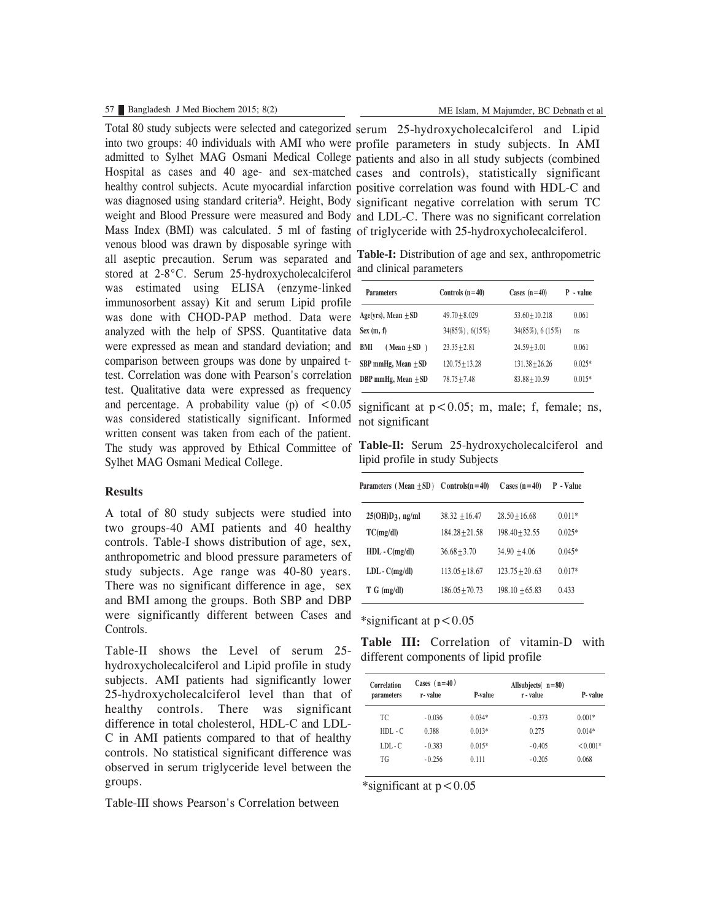Total 80 study subjects were selected and categorized into two groups: 40 individuals with AMI who were admitted to Sylhet MAG Osmani Medical College Hospital as cases and 40 age- and sex-matched healthy control subjects. Acute myocardial infarction was diagnosed using standard criteria[9]. Height, Body weight and Blood Pressure were measured and Body Mass Index (BMI) was calculated. 5 ml of fasting venous blood was drawn by disposable syringe with all aseptic precaution. Serum was separated and stored at 2-8°C. Serum 25-hydroxycholecalciferol was estimated using ELISA (enzyme-linked immunosorbent assay) Kit and serum Lipid profile was done with CHOD-PAP method. Data were analyzed with the help of SPSS. Quantitative data were expressed as mean and standard deviation; and comparison between groups was done by unpaired t-test. Correlation was done with Pearson's correlation test. Qualitative data were expressed as frequency and percentage. A probability value (p) of $<0.05$ was considered statistically significant. Informed written consent was taken from each of the patient. The study was approved by Ethical Committee of Sylhet MAG Osmani Medical College.

## Results

A total of 80 study subjects were studied into two groups-40 AMI patients and 40 healthy controls. Table-I shows distribution of age, sex, anthropometric and blood pressure parameters of study subjects. Age range was 40-80 years. There was no significant difference in age, sex and BMI among the groups. Both SBP and DBP were significantly different between Cases and Controls.

Table-II shows the Level of serum 25-hydroxycholecalciferol and Lipid profile in study subjects. AMI patients had significantly lower 25-hydroxycholecalciferol level than that of healthy controls. There was significant difference in total cholesterol, HDL-C and LDL-C in AMI patients compared to that of healthy controls. No statistical significant difference was observed in serum triglyceride level between the groups.

Table-III shows Pearson's Correlation between serum 25-hydroxycholecalciferol and Lipid profile parameters in study subjects. In AMI patients and also in all study subjects (combined cases and controls), statistically significant positive correlation was found with HDL-C and significant negative correlation with serum TC and LDL-C. There was no significant correlation of triglyceride with 25-hydroxycholecalciferol.

**Table-I:** Distribution of age and sex, anthropometric and clinical parameters

| Parameters | Controls (n=40) | Cases (n=40) | P - value |
|---|---|---|---|
| Age(yrs), Mean ±SD | 49.70±8.029 | 53.60±10.218 | 0.061 |
| Sex (m, f) | 34(85%), 6(15%) | 34(85%), 6 (15%) | ns |
| BMI (Mean ±SD) | 23.35±2.81 | 24.59±3.01 | 0.061 |
| SBP mmHg, Mean ±SD | 120.75±13.28 | 131.38±26.26 | 0.025* |
| DBP mmHg, Mean ±SD | 78.75±7.48 | 83.88±10.59 | 0.015* |

significant at $p<0.05$; m, male; f, female; ns, not significant

**Table-II:** Serum 25-hydroxycholecalciferol and lipid profile in study Subjects

| Parameters (Mean ±SD) | Controls(n=40) | Cases (n=40) | P - Value |
|---|---|---|---|
| $25(OH)D_3$, ng/ml | 38.32 ±16.47 | 28.50±16.68 | 0.011* |
| TC(mg/dl) | 184.28±21.58 | 198.40±32.55 | 0.025* |
| HDL - C(mg/dl) | 36.68±3.70 | 34.90 ±4.06 | 0.045* |
| LDL - C(mg/dl) | 113.05±18.67 | 123.75±20.63 | 0.017* |
| T G (mg/dl) | 186.05±70.73 | 198.10 ±65.83 | 0.433 |

*significant at $p<0.05$

**Table III:** Correlation of vitamin-D with different components of lipid profile

| Correlation parameters | Cases (n=40) r- value | P-value | Allsubjects( n=80) r - value | P- value |
|---|---|---|---|---|
| TC | - 0.036 | 0.034* | - 0.373 | 0.001* |
| HDL - C | 0.388 | 0.013* | 0.275 | 0.014* |
| LDL - C | - 0.383 | 0.015* | - 0.405 | <0.001* |
| TG | - 0.256 | 0.111 | - 0.205 | 0.068 |

*significant at $p<0.05$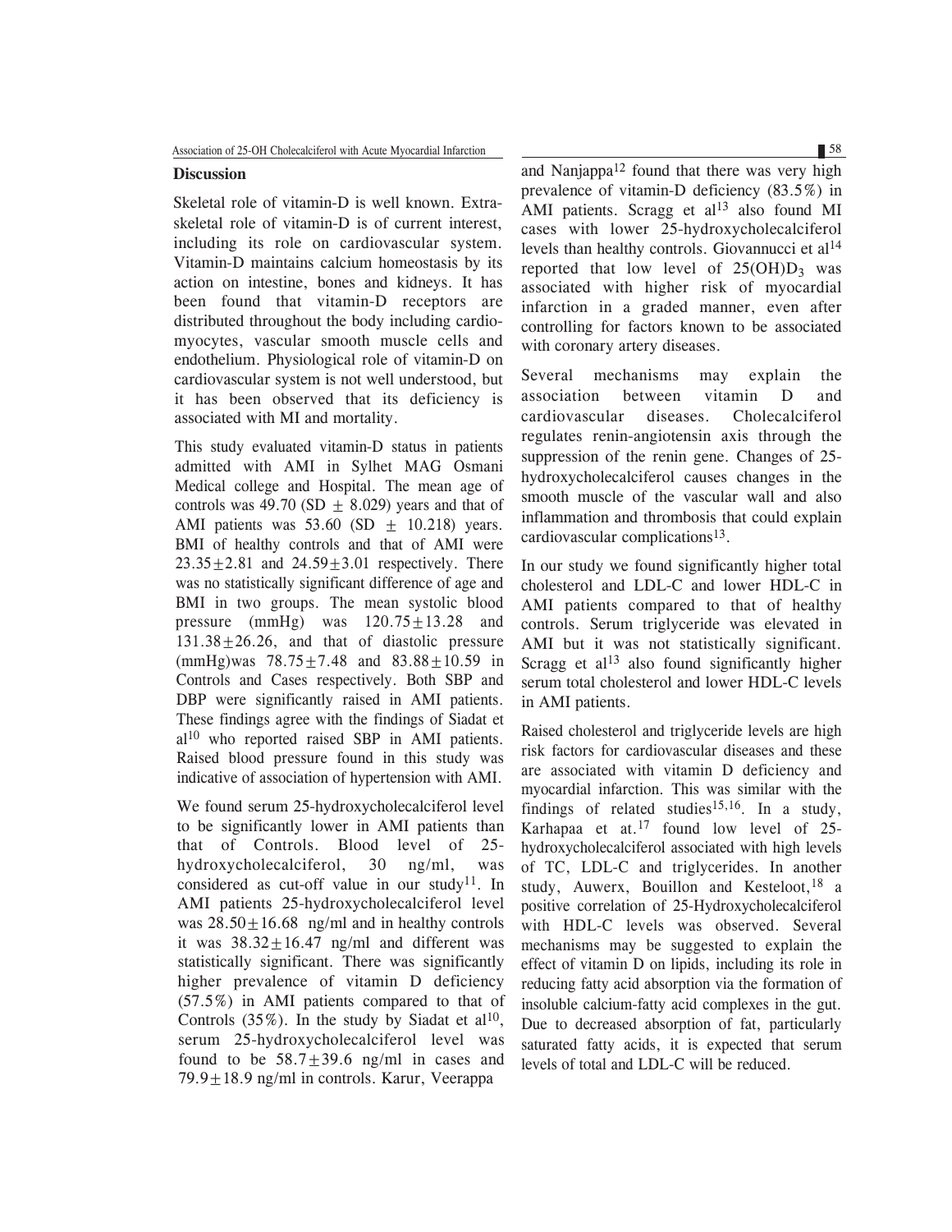## Discussion

Skeletal role of vitamin-D is well known. Extra-skeletal role of vitamin-D is of current interest, including its role on cardiovascular system. Vitamin-D maintains calcium homeostasis by its action on intestine, bones and kidneys. It has been found that vitamin-D receptors are distributed throughout the body including cardio-myocytes, vascular smooth muscle cells and endothelium. Physiological role of vitamin-D on cardiovascular system is not well understood, but it has been observed that its deficiency is associated with MI and mortality.

This study evaluated vitamin-D status in patients admitted with AMI in Sylhet MAG Osmani Medical college and Hospital. The mean age of controls was 49.70 (SD $\pm$ 8.029) years and that of AMI patients was 53.60 (SD $\pm$ 10.218) years. BMI of healthy controls and that of AMI were $23.35 \pm 2.81$ and $24.59 \pm 3.01$ respectively. There was no statistically significant difference of age and BMI in two groups. The mean systolic blood pressure (mmHg) was $120.75 \pm 13.28$ and $131.38 \pm 26.26$, and that of diastolic pressure (mmHg)was $78.75 \pm 7.48$ and $83.88 \pm 10.59$ in Controls and Cases respectively. Both SBP and DBP were significantly raised in AMI patients. These findings agree with the findings of Siadat et al[10] who reported raised SBP in AMI patients. Raised blood pressure found in this study was indicative of association of hypertension with AMI.

We found serum 25-hydroxycholecalciferol level to be significantly lower in AMI patients than that of Controls. Blood level of 25-hydroxycholecalciferol, 30 ng/ml, was considered as cut-off value in our study[11]. In AMI patients 25-hydroxycholecalciferol level was $28.50 \pm 16.68$ ng/ml and in healthy controls it was $38.32 \pm 16.47$ ng/ml and different was statistically significant. There was significantly higher prevalence of vitamin D deficiency (57.5%) in AMI patients compared to that of Controls (35%). In the study by Siadat et al[10], serum 25-hydroxyholecalciferol level was found to be $58.7 \pm 39.6$ ng/ml in cases and $79.9 \pm 18.9$ ng/ml in controls. Karur, Veerappa and Nanjappa[12] found that there was very high prevalence of vitamin-D deficiency (83.5%) in AMI patients. Scragg et al[13] also found MI cases with lower 25-hydroxycholecalciferol levels than healthy controls. Giovannucci et al[14] reported that low level of $25(OH)D_3$ was associated with higher risk of myocardial infarction in a graded manner, even after controlling for factors known to be associated with coronary artery diseases.

Several mechanisms may explain the association between vitamin D and cardiovascular diseases. Cholecalciferol regulates renin-angiotensin axis through the suppression of the renin gene. Changes of 25-hydroxycholecalciferol causes changes in the smooth muscle of the vascular wall and also inflammation and thrombosis that could explain cardiovascular complications[13].

In our study we found significantly higher total cholesterol and LDL-C and lower HDL-C in AMI patients compared to that of healthy controls. Serum triglyceride was elevated in AMI but it was not statistically significant. Scragg et al[13] also found significantly higher serum total cholesterol and lower HDL-C levels in AMI patients.

Raised cholesterol and triglyceride levels are high risk factors for cardiovascular diseases and these are associated with vitamin D deficiency and myocardial infarction. This was similar with the findings of related studies[15,16]. In a study, Karhapaa et at.[17] found low level of 25-hydroxycholecalciferol associated with high levels of TC, LDL-C and triglycerides. In another study, Auwerx, Bouillon and Kesteloot,[18] a positive correlation of 25-Hydroxycholecalciferol with HDL-C levels was observed. Several mechanisms may be suggested to explain the effect of vitamin D on lipids, including its role in reducing fatty acid absorption via the formation of insoluble calcium-fatty acid complexes in the gut. Due to decreased absorption of fat, particularly saturated fatty acids, it is expected that serum levels of total and LDL-C will be reduced.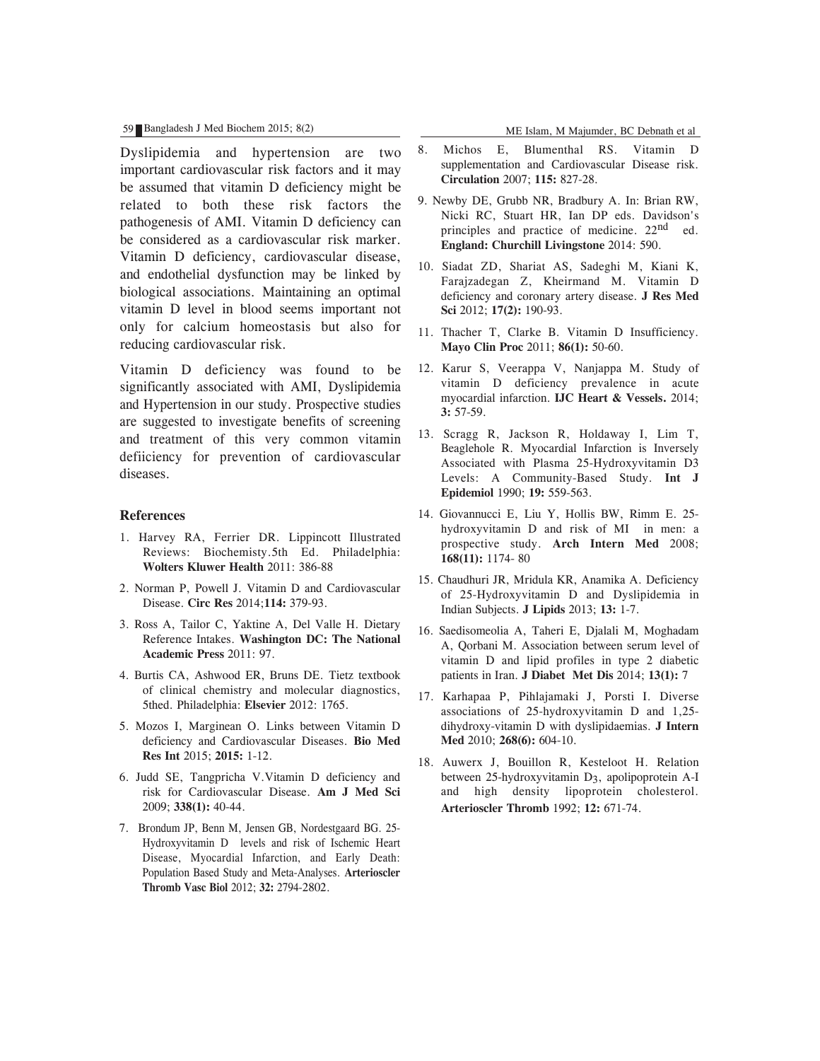Dyslipidemia and hypertension are two important cardiovascular risk factors and it may be assumed that vitamin D deficiency might be related to both these risk factors the pathogenesis of AMI. Vitamin D deficiency can be considered as a cardiovascular risk marker. Vitamin D deficiency, cardiovascular disease, and endothelial dysfunction may be linked by biological associations. Maintaining an optimal vitamin D level in blood seems important not only for calcium homeostasis but also for reducing cardiovascular risk.

Vitamin D deficiency was found to be significantly associated with AMI, Dyslipidemia and Hypertension in our study. Prospective studies are suggested to investigate benefits of screening and treatment of this very common vitamin defiiciency for prevention of cardiovascular diseases.

## References

1. Harvey RA, Ferrier DR. Lippincott Illustrated Reviews: Biochemisty.5th Ed. Philadelphia: **Wolters Kluwer Health** 2011: 386-88
2. Norman P, Powell J. Vitamin D and Cardiovascular Disease. **Circ Res** 2014;**114:** 379-93.
3. Ross A, Tailor C, Yaktine A, Del Valle H. Dietary Reference Intakes. **Washington DC: The National Academic Press** 2011: 97.
4. Burtis CA, Ashwood ER, Bruns DE. Tietz textbook of clinical chemistry and molecular diagnostics, 5thed. Philadelphia: **Elsevier** 2012: 1765.
5. Mozos I, Marginean O. Links between Vitamin D deficiency and Cardiovascular Diseases. **Bio Med Res Int** 2015; **2015:** 1-12.
6. Judd SE, Tangpricha V.Vitamin D deficiency and risk for Cardiovascular Disease. **Am J Med Sci** 2009; **338(1):** 40-44.
7. Brondum JP, Benn M, Jensen GB, Nordestgaard BG. 25-Hydroxyvitamin D levels and risk of Ischemic Heart Disease, Myocardial Infarction, and Early Death: Population Based Study and Meta-Analyses. **Arterioscler Thromb Vasc Biol** 2012; **32:** 2794-2802.
8. Michos E, Blumenthal RS. Vitamin D supplementation and Cardiovascular Disease risk. **Circulation** 2007; **115:** 827-28.
9. Newby DE, Grubb NR, Bradbury A. In: Brian RW, Nicki RC, Stuart HR, Ian DP eds. Davidson's principles and practice of medicine. 22nd ed. **England: Churchill Livingstone** 2014: 590.
10. Siadat ZD, Shariat AS, Sadeghi M, Kiani K, Farajzadegan Z, Kheirmand M. Vitamin D deficiency and coronary artery disease. **J Res Med Sci** 2012; **17(2):** 190-93.
11. Thacher T, Clarke B. Vitamin D Insufficiency. **Mayo Clin Proc** 2011; **86(1):** 50-60.
12. Karur S, Veerappa V, Nanjappa M. Study of vitamin D deficiency prevalence in acute myocardial infarction. **IJC Heart & Vessels.** 2014; **3:** 57-59.
13. Scragg R, Jackson R, Holdaway I, Lim T, Beaglehole R. Myocardial Infarction is Inversely Associated with Plasma 25-Hydroxyvitamin D3 Levels: A Community-Based Study. **Int J Epidemiol** 1990; **19:** 559-563.
14. Giovannucci E, Liu Y, Hollis BW, Rimm E. 25-hydroxyvitamin D and risk of MI in men: a prospective study. **Arch Intern Med** 2008; **168(11):** 1174- 80
15. Chaudhuri JR, Mridula KR, Anamika A. Deficiency of 25-Hydroxyvitamin D and Dyslipidemia in Indian Subjects. **J Lipids** 2013; **13:** 1-7.
16. Saedisomeolia A, Taheri E, Djalali M, Moghadam A, Qorbani M. Association between serum level of vitamin D and lipid profiles in type 2 diabetic patients in Iran. **J Diabet Met Dis** 2014; **13(1):** 7
17. Karhapaa P, Pihlajamaki J, Porsti I. Diverse associations of 25-hydroxyvitamin D and 1,25-dihydroxy-vitamin D with dyslipidaemias. **J Intern Med** 2010; **268(6):** 604-10.
18. Auwerx J, Bouillon R, Kesteloot H. Relation between 25-hydroxyvitamin $D_3$, apolipoprotein A-I and high density lipoprotein cholesterol. **Arterioscler Thromb** 1992; **12:** 671-74.